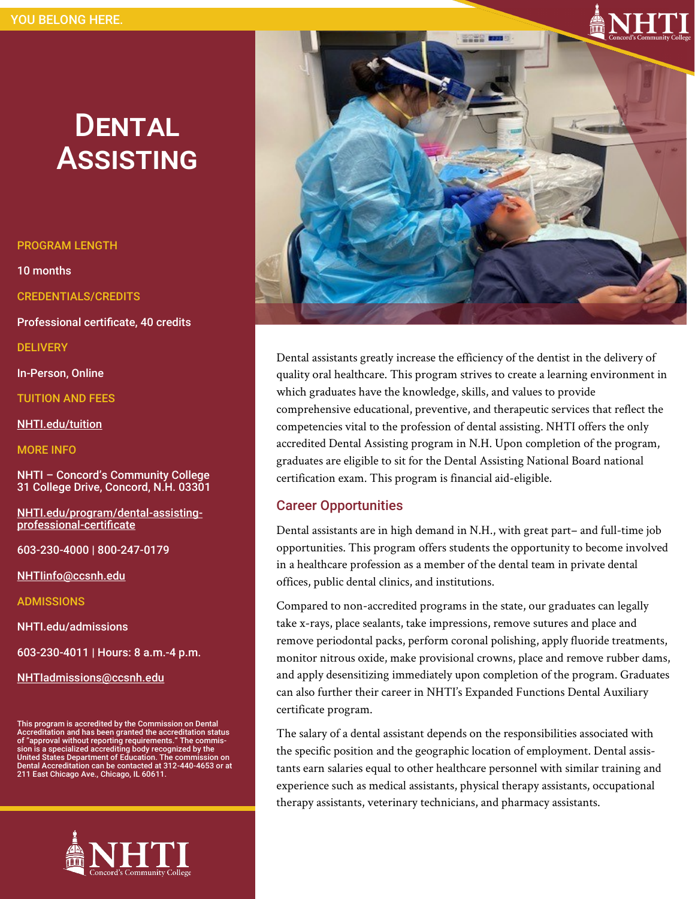YOU BELONG HERE.

# Dental Assisting

**PROGRAM LENGTH**

10 months

**CREDENTIALS/CREDITS**

Professional certificate, 40 credits

**DELIVERY**

In-Person, Online

**TUITION AND FEES**

NHTI.edu/tuition

**MORE INFO**

NHTI – Concord's Community College
31 College Drive, Concord, N.H. 03301

NHTI.edu/program/dental-assisting-professional-certificate

603-230-4000 | 800-247-0179

NHTIinfo@ccsnh.edu

**ADMISSIONS**

NHTI.edu/admissions

603-230-4011 | Hours: 8 a.m.-4 p.m.

NHTIadmissions@ccsnh.edu

This program is accredited by the Commission on Dental Accreditation and has been granted the accreditation status of "approval without reporting requirements." The commission is a specialized accrediting body recognized by the United States Department of Education. The commission on Dental Accreditation can be contacted at 312-440-4653 or at 211 East Chicago Ave., Chicago, IL 60611.

Dental assistants greatly increase the efficiency of the dentist in the delivery of quality oral healthcare. This program strives to create a learning environment in which graduates have the knowledge, skills, and values to provide comprehensive educational, preventive, and therapeutic services that reflect the competencies vital to the profession of dental assisting. NHTI offers the only accredited Dental Assisting program in N.H. Upon completion of the program, graduates are eligible to sit for the Dental Assisting National Board national certification exam. This program is financial aid-eligible.

## Career Opportunities

Dental assistants are in high demand in N.H., with great part– and full-time job opportunities. This program offers students the opportunity to become involved in a healthcare profession as a member of the dental team in private dental offices, public dental clinics, and institutions.

Compared to non-accredited programs in the state, our graduates can legally take x-rays, place sealants, take impressions, remove sutures and place and remove periodontal packs, perform coronal polishing, apply fluoride treatments, monitor nitrous oxide, make provisional crowns, place and remove rubber dams, and apply desensitizing immediately upon completion of the program. Graduates can also further their career in NHTI's Expanded Functions Dental Auxiliary certificate program.

The salary of a dental assistant depends on the responsibilities associated with the specific position and the geographic location of employment. Dental assistants earn salaries equal to other healthcare personnel with similar training and experience such as medical assistants, physical therapy assistants, occupational therapy assistants, veterinary technicians, and pharmacy assistants.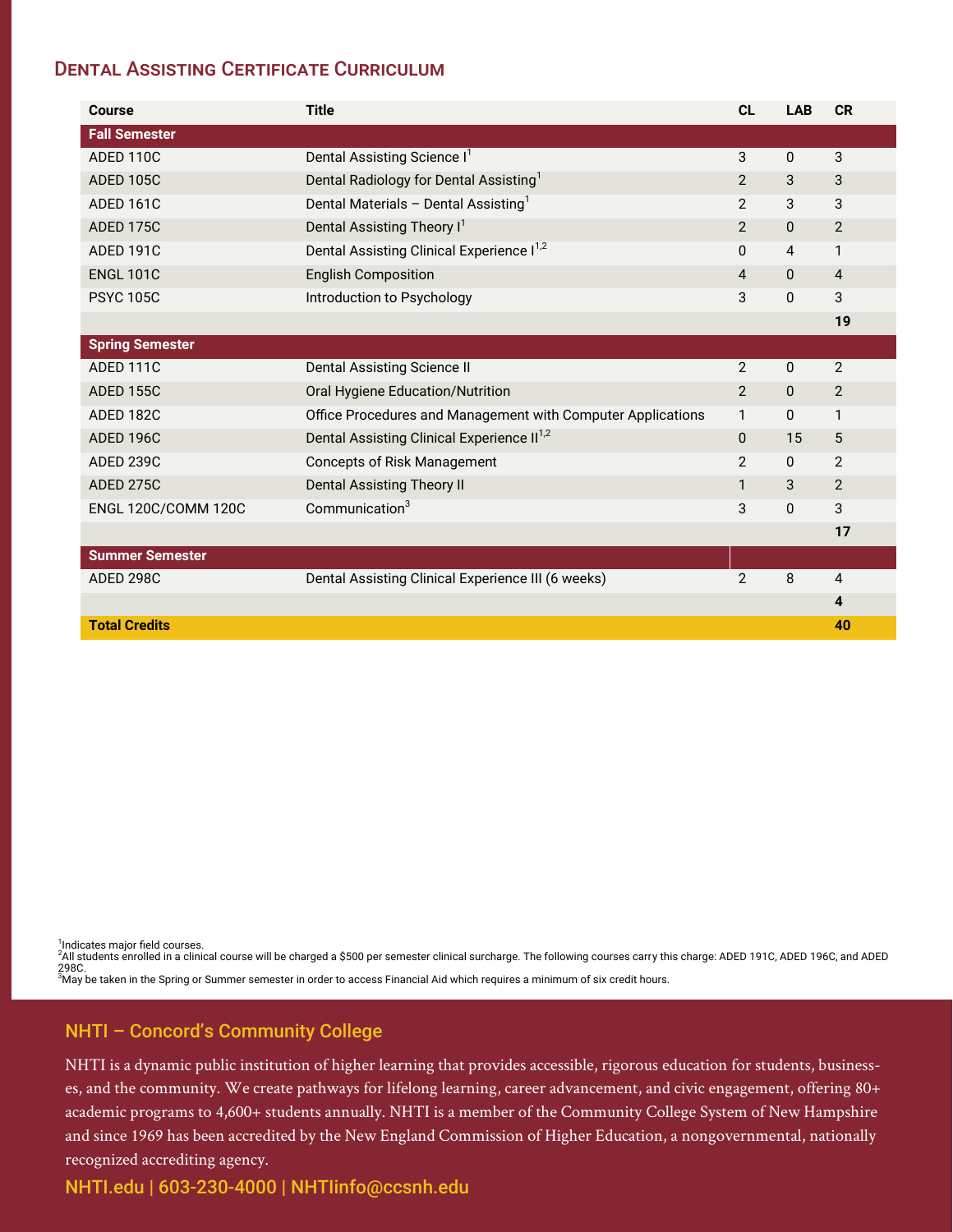## Dental Assisting Certificate Curriculum

| Course | Title | CL | LAB | CR |
|---|---|---|---|---|
| **Fall Semester** | | | | |
| ADED 110C | Dental Assisting Science I[1] | 3 | 0 | 3 |
| ADED 105C | Dental Radiology for Dental Assisting[1] | 2 | 3 | 3 |
| ADED 161C | Dental Materials – Dental Assisting[1] | 2 | 3 | 3 |
| ADED 175C | Dental Assisting Theory I[1] | 2 | 0 | 2 |
| ADED 191C | Dental Assisting Clinical Experience I[1,2] | 0 | 4 | 1 |
| ENGL 101C | English Composition | 4 | 0 | 4 |
| PSYC 105C | Introduction to Psychology | 3 | 0 | 3 |
| | | | | **19** |
| **Spring Semester** | | | | |
| ADED 111C | Dental Assisting Science II | 2 | 0 | 2 |
| ADED 155C | Oral Hygiene Education/Nutrition | 2 | 0 | 2 |
| ADED 182C | Office Procedures and Management with Computer Applications | 1 | 0 | 1 |
| ADED 196C | Dental Assisting Clinical Experience II[1,2] | 0 | 15 | 5 |
| ADED 239C | Concepts of Risk Management | 2 | 0 | 2 |
| ADED 275C | Dental Assisting Theory II | 1 | 3 | 2 |
| ENGL 120C/COMM 120C | Communication[3] | 3 | 0 | 3 |
| | | | | **17** |
| **Summer Semester** | | | | |
| ADED 298C | Dental Assisting Clinical Experience III (6 weeks) | 2 | 8 | 4 |
| | | | | **4** |
| **Total Credits** | | | | **40** |

[1]Indicates major field courses.
[2]All students enrolled in a clinical course will be charged a $500 per semester clinical surcharge. The following courses carry this charge: ADED 191C, ADED 196C, and ADED 298C.
[3]May be taken in the Spring or Summer semester in order to access Financial Aid which requires a minimum of six credit hours.

### NHTI – Concord's Community College

NHTI is a dynamic public institution of higher learning that provides accessible, rigorous education for students, businesses, and the community. We create pathways for lifelong learning, career advancement, and civic engagement, offering 80+ academic programs to 4,600+ students annually. NHTI is a member of the Community College System of New Hampshire and since 1969 has been accredited by the New England Commission of Higher Education, a nongovernmental, nationally recognized accrediting agency.

**NHTI.edu | 603-230-4000 | NHTIinfo@ccsnh.edu**